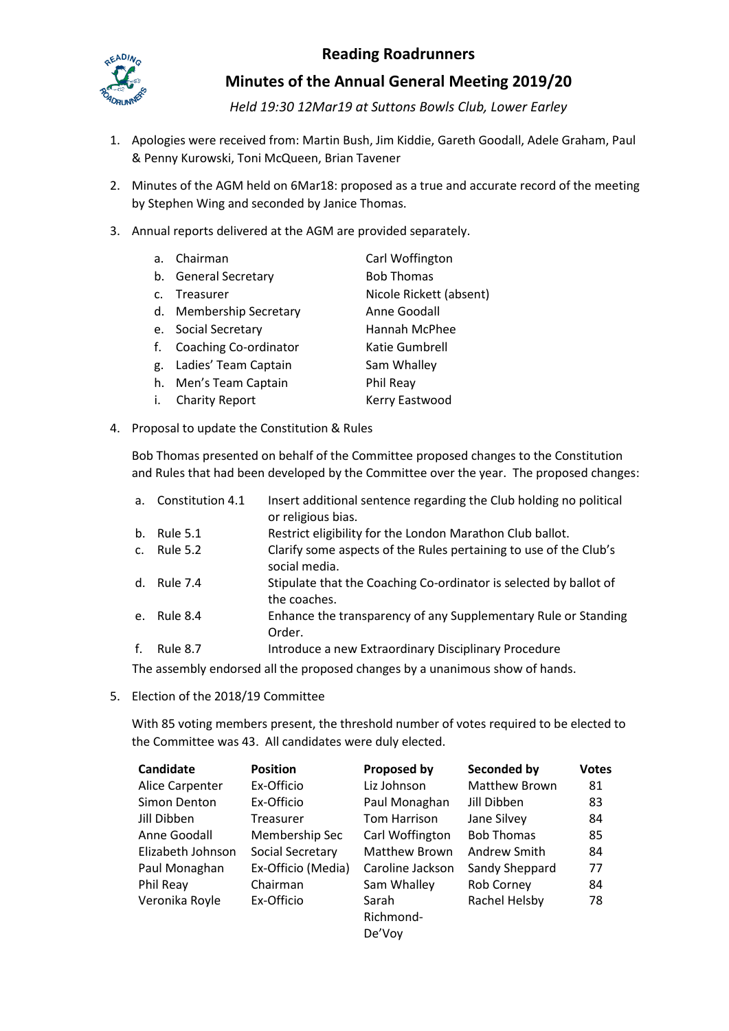# Reading Roadrunners

## Minutes of the Annual General Meeting 2019/20

*Held 19:30 12Mar19 at Suttons Bowls Club, Lower Earley*

1. Apologies were received from: Martin Bush, Jim Kiddie, Gareth Goodall, Adele Graham, Paul & Penny Kurowski, Toni McQueen, Brian Tavener

2. Minutes of the AGM held on 6Mar18: proposed as a true and accurate record of the meeting by Stephen Wing and seconded by Janice Thomas.

3. Annual reports delivered at the AGM are provided separately.

   a. Chairman — Carl Woffington
   b. General Secretary — Bob Thomas
   c. Treasurer — Nicole Rickett (absent)
   d. Membership Secretary — Anne Goodall
   e. Social Secretary — Hannah McPhee
   f. Coaching Co-ordinator — Katie Gumbrell
   g. Ladies' Team Captain — Sam Whalley
   h. Men's Team Captain — Phil Reay
   i. Charity Report — Kerry Eastwood

4. Proposal to update the Constitution & Rules

   Bob Thomas presented on behalf of the Committee proposed changes to the Constitution and Rules that had been developed by the Committee over the year. The proposed changes:

   a. Constitution 4.1 — Insert additional sentence regarding the Club holding no political or religious bias.
   b. Rule 5.1 — Restrict eligibility for the London Marathon Club ballot.
   c. Rule 5.2 — Clarify some aspects of the Rules pertaining to use of the Club's social media.
   d. Rule 7.4 — Stipulate that the Coaching Co-ordinator is selected by ballot of the coaches.
   e. Rule 8.4 — Enhance the transparency of any Supplementary Rule or Standing Order.
   f. Rule 8.7 — Introduce a new Extraordinary Disciplinary Procedure

   The assembly endorsed all the proposed changes by a unanimous show of hands.

5. Election of the 2018/19 Committee

   With 85 voting members present, the threshold number of votes required to be elected to the Committee was 43. All candidates were duly elected.

| Candidate | Position | Proposed by | Seconded by | Votes |
|---|---|---|---|---|
| Alice Carpenter | Ex-Officio | Liz Johnson | Matthew Brown | 81 |
| Simon Denton | Ex-Officio | Paul Monaghan | Jill Dibben | 83 |
| Jill Dibben | Treasurer | Tom Harrison | Jane Silvey | 84 |
| Anne Goodall | Membership Sec | Carl Woffington | Bob Thomas | 85 |
| Elizabeth Johnson | Social Secretary | Matthew Brown | Andrew Smith | 84 |
| Paul Monaghan | Ex-Officio (Media) | Caroline Jackson | Sandy Sheppard | 77 |
| Phil Reay | Chairman | Sam Whalley | Rob Corney | 84 |
| Veronika Royle | Ex-Officio | Sarah Richmond-De'Voy | Rachel Helsby | 78 |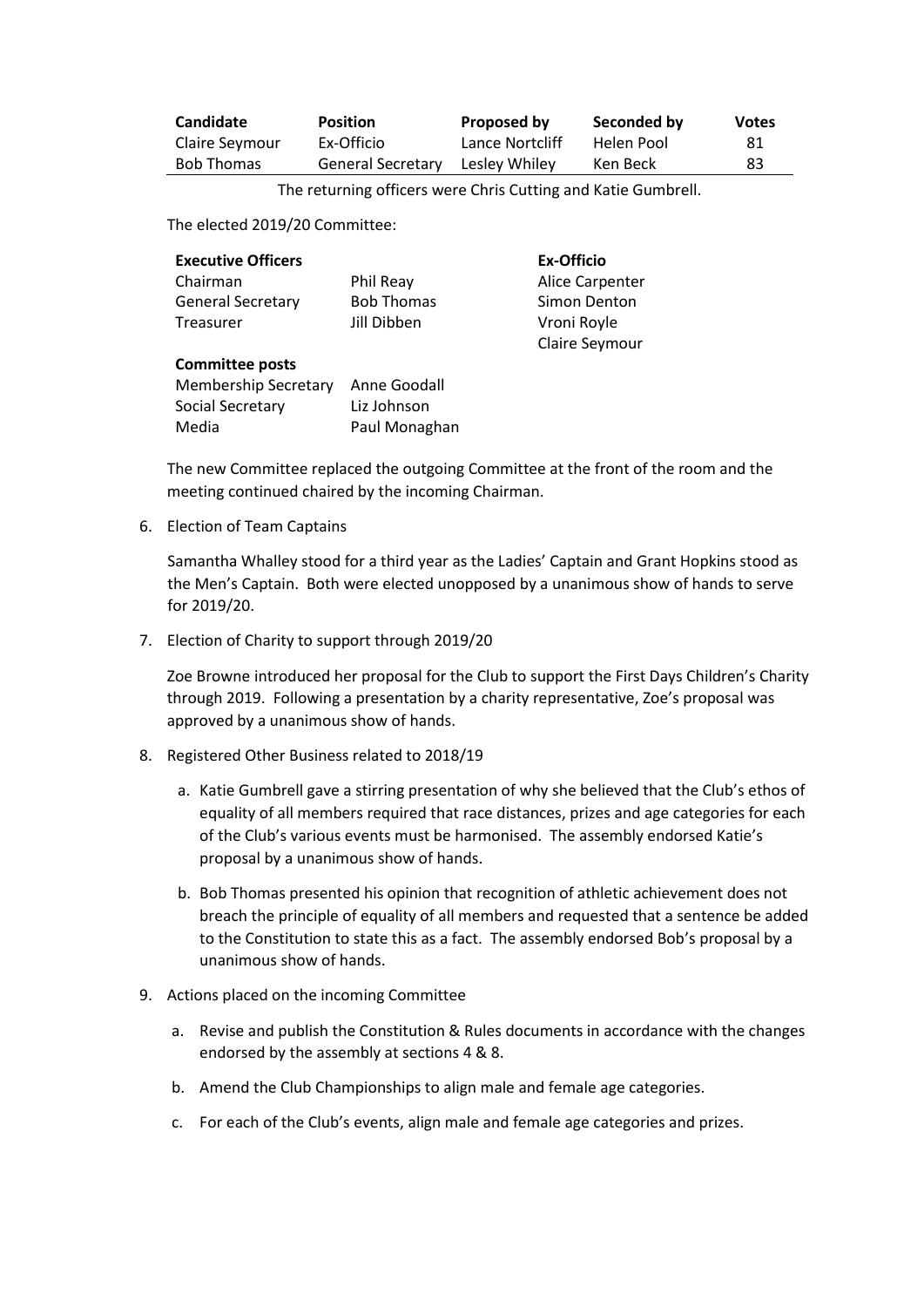| Candidate | Position | Proposed by | Seconded by | Votes |
|---|---|---|---|---|
| Claire Seymour | Ex-Officio | Lance Nortcliff | Helen Pool | 81 |
| Bob Thomas | General Secretary | Lesley Whiley | Ken Beck | 83 |

The returning officers were Chris Cutting and Katie Gumbrell.

The elected 2019/20 Committee:

| | | |
|---|---|---|
| **Executive Officers** | | **Ex-Officio** |
| Chairman | Phil Reay | Alice Carpenter |
| General Secretary | Bob Thomas | Simon Denton |
| Treasurer | Jill Dibben | Vroni Royle |
| | | Claire Seymour |
| **Committee posts** | | |
| Membership Secretary | Anne Goodall | |
| Social Secretary | Liz Johnson | |
| Media | Paul Monaghan | |

The new Committee replaced the outgoing Committee at the front of the room and the meeting continued chaired by the incoming Chairman.

6. Election of Team Captains

   Samantha Whalley stood for a third year as the Ladies' Captain and Grant Hopkins stood as the Men's Captain. Both were elected unopposed by a unanimous show of hands to serve for 2019/20.

7. Election of Charity to support through 2019/20

   Zoe Browne introduced her proposal for the Club to support the First Days Children's Charity through 2019. Following a presentation by a charity representative, Zoe's proposal was approved by a unanimous show of hands.

8. Registered Other Business related to 2018/19

   a. Katie Gumbrell gave a stirring presentation of why she believed that the Club's ethos of equality of all members required that race distances, prizes and age categories for each of the Club's various events must be harmonised. The assembly endorsed Katie's proposal by a unanimous show of hands.

   b. Bob Thomas presented his opinion that recognition of athletic achievement does not breach the principle of equality of all members and requested that a sentence be added to the Constitution to state this as a fact. The assembly endorsed Bob's proposal by a unanimous show of hands.

9. Actions placed on the incoming Committee

   a. Revise and publish the Constitution & Rules documents in accordance with the changes endorsed by the assembly at sections 4 & 8.

   b. Amend the Club Championships to align male and female age categories.

   c. For each of the Club's events, align male and female age categories and prizes.